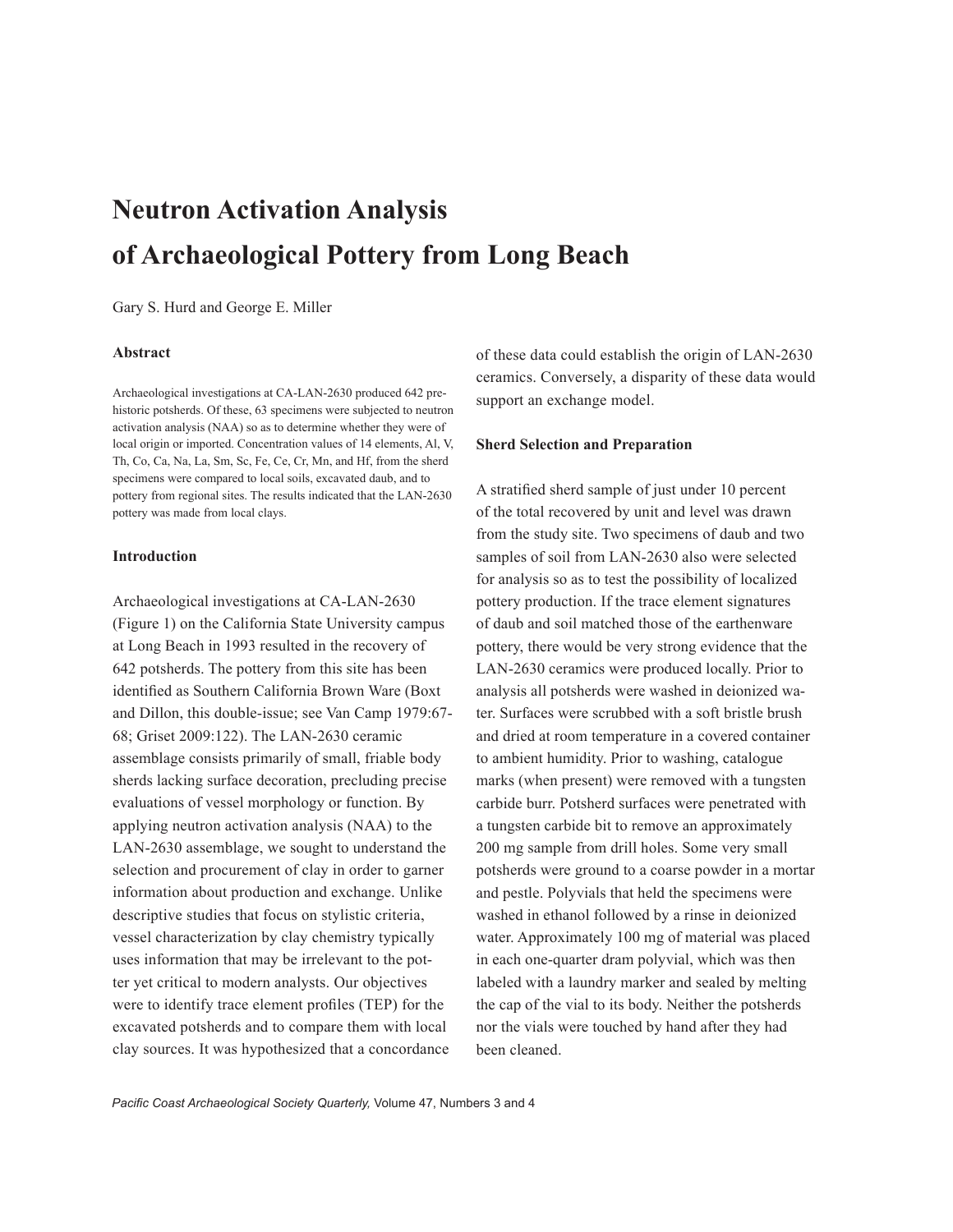# Neutron Activation Analysis of Archaeological Pottery from Long Beach

Gary S. Hurd and George E. Miller

### Abstract

Archaeological investigations at CA-LAN-2630 produced 642 prehistoric potsherds. Of these, 63 specimens were subjected to neutron activation analysis (NAA) so as to determine whether they were of local origin or imported. Concentration values of 14 elements, Al, V, Th, Co, Ca, Na, La, Sm, Sc, Fe, Ce, Cr, Mn, and Hf, from the sherd specimens were compared to local soils, excavated daub, and to pottery from regional sites. The results indicated that the LAN-2630 pottery was made from local clays.

### Introduction

Archaeological investigations at CA-LAN-2630 (Figure 1) on the California State University campus at Long Beach in 1993 resulted in the recovery of 642 potsherds. The pottery from this site has been identified as Southern California Brown Ware (Boxt and Dillon, this double-issue; see Van Camp 1979:67-68; Griset 2009:122). The LAN-2630 ceramic assemblage consists primarily of small, friable body sherds lacking surface decoration, precluding precise evaluations of vessel morphology or function. By applying neutron activation analysis (NAA) to the LAN-2630 assemblage, we sought to understand the selection and procurement of clay in order to garner information about production and exchange. Unlike descriptive studies that focus on stylistic criteria, vessel characterization by clay chemistry typically uses information that may be irrelevant to the potter yet critical to modern analysts. Our objectives were to identify trace element profiles (TEP) for the excavated potsherds and to compare them with local clay sources. It was hypothesized that a concordance of these data could establish the origin of LAN-2630 ceramics. Conversely, a disparity of these data would support an exchange model.

### Sherd Selection and Preparation

A stratified sherd sample of just under 10 percent of the total recovered by unit and level was drawn from the study site. Two specimens of daub and two samples of soil from LAN-2630 also were selected for analysis so as to test the possibility of localized pottery production. If the trace element signatures of daub and soil matched those of the earthenware pottery, there would be very strong evidence that the LAN-2630 ceramics were produced locally. Prior to analysis all potsherds were washed in deionized water. Surfaces were scrubbed with a soft bristle brush and dried at room temperature in a covered container to ambient humidity. Prior to washing, catalogue marks (when present) were removed with a tungsten carbide burr. Potsherd surfaces were penetrated with a tungsten carbide bit to remove an approximately 200 mg sample from drill holes. Some very small potsherds were ground to a coarse powder in a mortar and pestle. Polyvials that held the specimens were washed in ethanol followed by a rinse in deionized water. Approximately 100 mg of material was placed in each one-quarter dram polyvial, which was then labeled with a laundry marker and sealed by melting the cap of the vial to its body. Neither the potsherds nor the vials were touched by hand after they had been cleaned.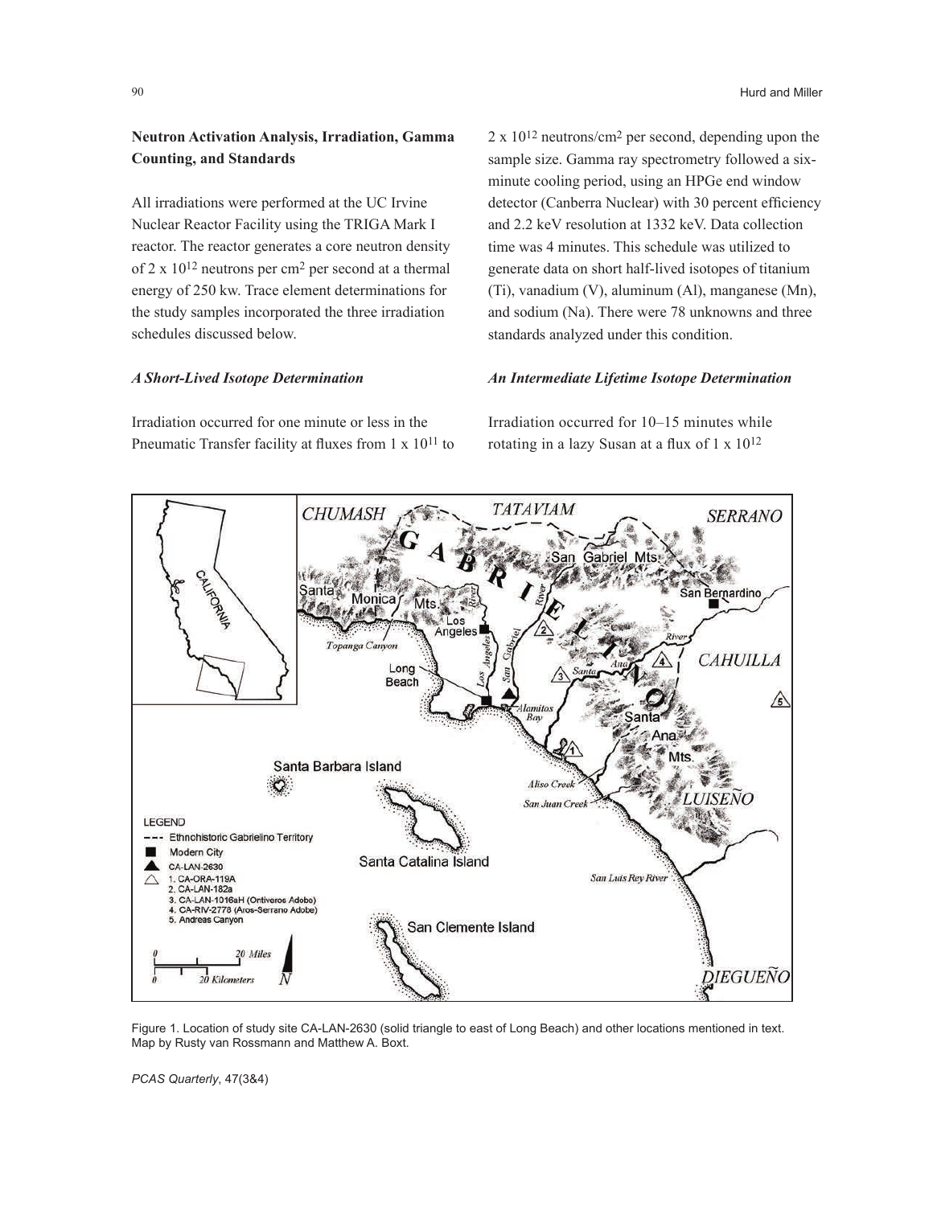## Neutron Activation Analysis, Irradiation, Gamma Counting, and Standards

All irradiations were performed at the UC Irvine Nuclear Reactor Facility using the TRIGA Mark I reactor. The reactor generates a core neutron density of $2 \times 10^{12}$ neutrons per cm$^2$ per second at a thermal energy of 250 kw. Trace element determinations for the study samples incorporated the three irradiation schedules discussed below.

### *A Short-Lived Isotope Determination*

Irradiation occurred for one minute or less in the Pneumatic Transfer facility at fluxes from $1 \times 10^{11}$ to $2 \times 10^{12}$ neutrons/cm$^2$ per second, depending upon the sample size. Gamma ray spectrometry followed a six-minute cooling period, using an HPGe end window detector (Canberra Nuclear) with 30 percent efficiency and 2.2 keV resolution at 1332 keV. Data collection time was 4 minutes. This schedule was utilized to generate data on short half-lived isotopes of titanium (Ti), vanadium (V), aluminum (Al), manganese (Mn), and sodium (Na). There were 78 unknowns and three standards analyzed under this condition.

### *An Intermediate Lifetime Isotope Determination*

Irradiation occurred for 10–15 minutes while rotating in a lazy Susan at a flux of $1 \times 10^{12}$

Figure 1. Location of study site CA-LAN-2630 (solid triangle to east of Long Beach) and other locations mentioned in text. Map by Rusty van Rossmann and Matthew A. Boxt.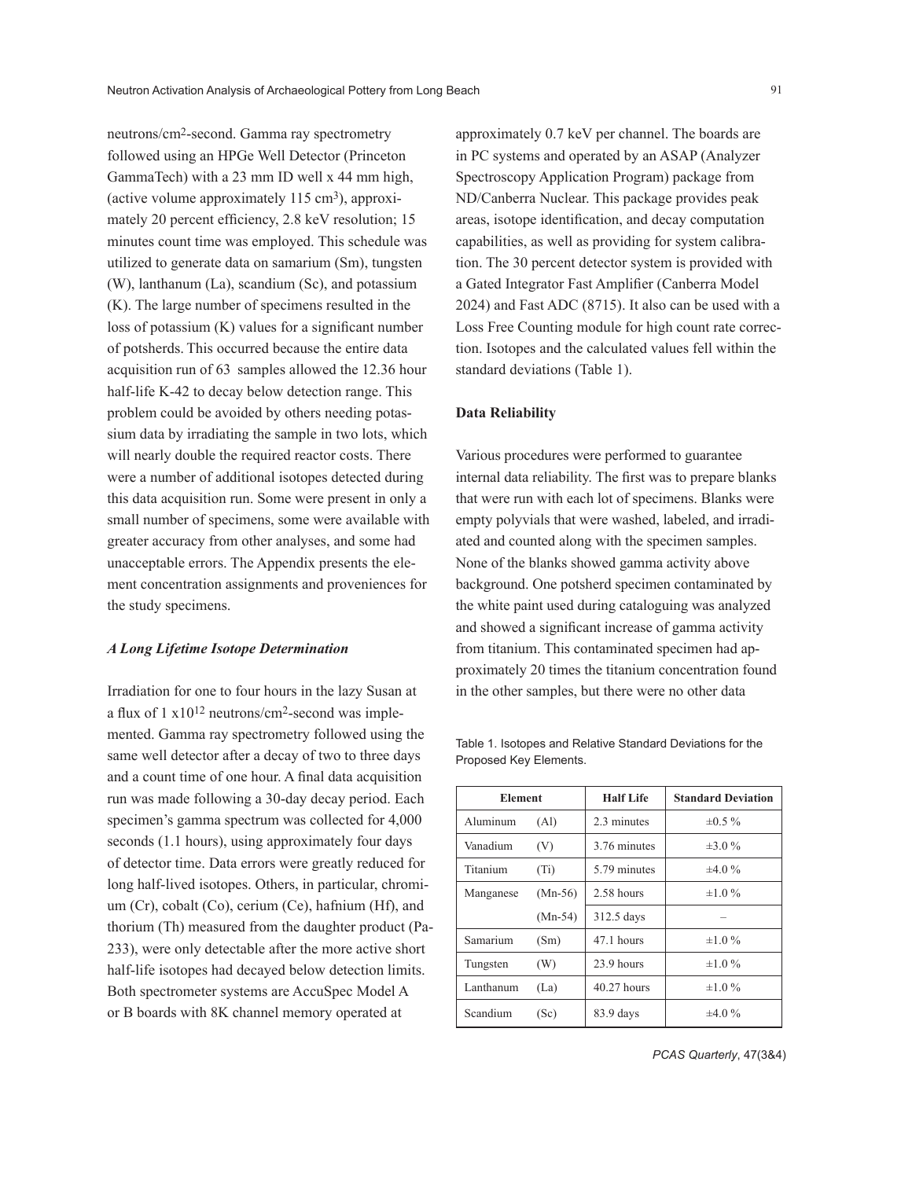neutrons/cm$^2$-second. Gamma ray spectrometry followed using an HPGe Well Detector (Princeton GammaTech) with a 23 mm ID well x 44 mm high, (active volume approximately 115 cm$^3$), approximately 20 percent efficiency, 2.8 keV resolution; 15 minutes count time was employed. This schedule was utilized to generate data on samarium (Sm), tungsten (W), lanthanum (La), scandium (Sc), and potassium (K). The large number of specimens resulted in the loss of potassium (K) values for a significant number of potsherds. This occurred because the entire data acquisition run of 63 samples allowed the 12.36 hour half-life K-42 to decay below detection range. This problem could be avoided by others needing potassium data by irradiating the sample in two lots, which will nearly double the required reactor costs. There were a number of additional isotopes detected during this data acquisition run. Some were present in only a small number of specimens, some were available with greater accuracy from other analyses, and some had unacceptable errors. The Appendix presents the element concentration assignments and proveniences for the study specimens.

### *A Long Lifetime Isotope Determination*

Irradiation for one to four hours in the lazy Susan at a flux of 1 x10$^{12}$ neutrons/cm$^2$-second was implemented. Gamma ray spectrometry followed using the same well detector after a decay of two to three days and a count time of one hour. A final data acquisition run was made following a 30-day decay period. Each specimen's gamma spectrum was collected for 4,000 seconds (1.1 hours), using approximately four days of detector time. Data errors were greatly reduced for long half-lived isotopes. Others, in particular, chromium (Cr), cobalt (Co), cerium (Ce), hafnium (Hf), and thorium (Th) measured from the daughter product (Pa-233), were only detectable after the more active short half-life isotopes had decayed below detection limits. Both spectrometer systems are AccuSpec Model A or B boards with 8K channel memory operated at approximately 0.7 keV per channel. The boards are in PC systems and operated by an ASAP (Analyzer Spectroscopy Application Program) package from ND/Canberra Nuclear. This package provides peak areas, isotope identification, and decay computation capabilities, as well as providing for system calibration. The 30 percent detector system is provided with a Gated Integrator Fast Amplifier (Canberra Model 2024) and Fast ADC (8715). It also can be used with a Loss Free Counting module for high count rate correction. Isotopes and the calculated values fell within the standard deviations (Table 1).

### Data Reliability

Various procedures were performed to guarantee internal data reliability. The first was to prepare blanks that were run with each lot of specimens. Blanks were empty polyvials that were washed, labeled, and irradiated and counted along with the specimen samples. None of the blanks showed gamma activity above background. One potsherd specimen contaminated by the white paint used during cataloguing was analyzed and showed a significant increase of gamma activity from titanium. This contaminated specimen had approximately 20 times the titanium concentration found in the other samples, but there were no other data

Table 1. Isotopes and Relative Standard Deviations for the Proposed Key Elements.

| Element | | Half Life | Standard Deviation |
|---|---|---|---|
| Aluminum | (Al) | 2.3 minutes | ±0.5 % |
| Vanadium | (V) | 3.76 minutes | ±3.0 % |
| Titanium | (Ti) | 5.79 minutes | ±4.0 % |
| Manganese | (Mn-56) | 2.58 hours | ±1.0 % |
| | (Mn-54) | 312.5 days | – |
| Samarium | (Sm) | 47.1 hours | ±1.0 % |
| Tungsten | (W) | 23.9 hours | ±1.0 % |
| Lanthanum | (La) | 40.27 hours | ±1.0 % |
| Scandium | (Sc) | 83.9 days | ±4.0 % |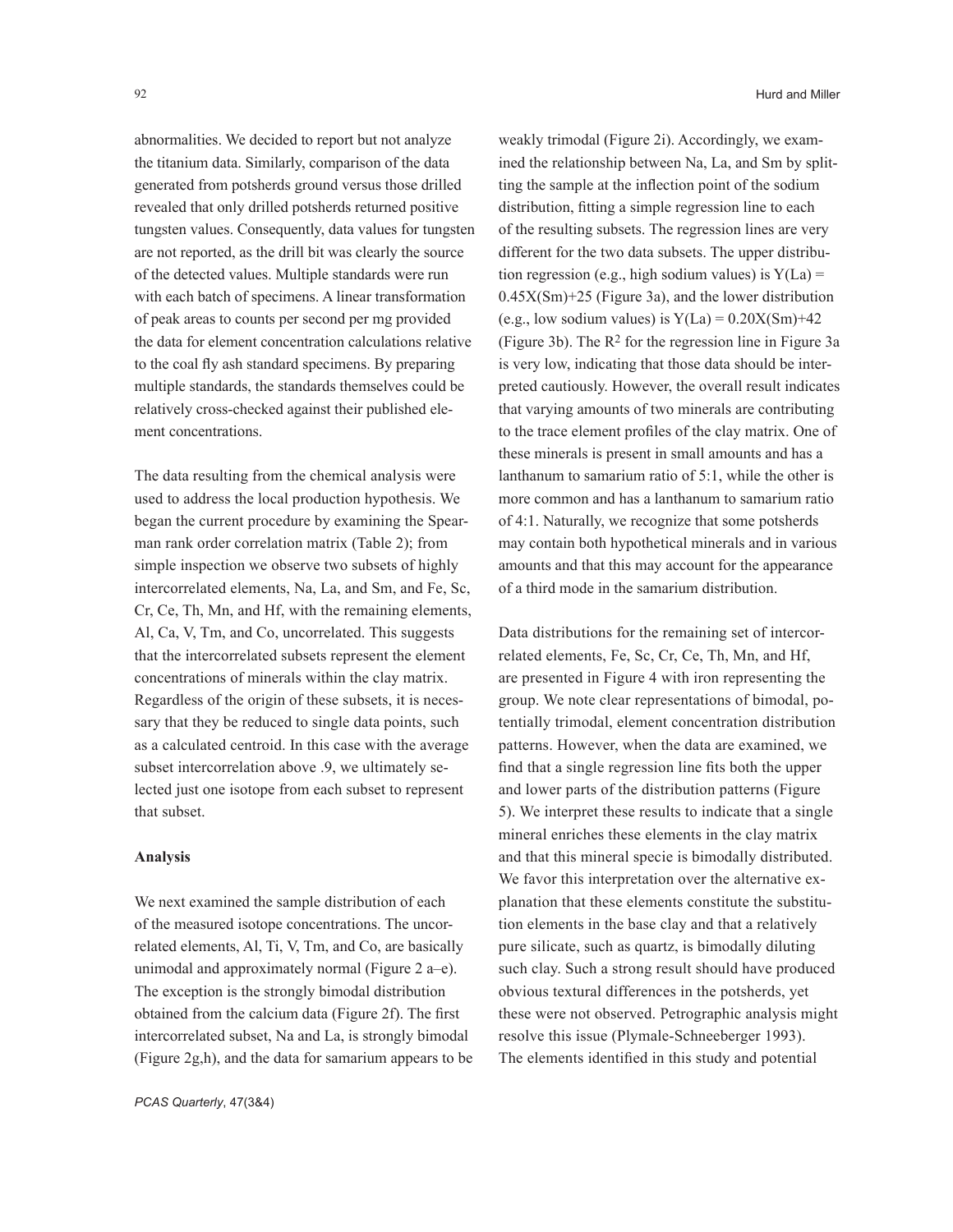abnormalities. We decided to report but not analyze the titanium data. Similarly, comparison of the data generated from potsherds ground versus those drilled revealed that only drilled potsherds returned positive tungsten values. Consequently, data values for tungsten are not reported, as the drill bit was clearly the source of the detected values. Multiple standards were run with each batch of specimens. A linear transformation of peak areas to counts per second per mg provided the data for element concentration calculations relative to the coal fly ash standard specimens. By preparing multiple standards, the standards themselves could be relatively cross-checked against their published element concentrations.

The data resulting from the chemical analysis were used to address the local production hypothesis. We began the current procedure by examining the Spearman rank order correlation matrix (Table 2); from simple inspection we observe two subsets of highly intercorrelated elements, Na, La, and Sm, and Fe, Sc, Cr, Ce, Th, Mn, and Hf, with the remaining elements, Al, Ca, V, Tm, and Co, uncorrelated. This suggests that the intercorrelated subsets represent the element concentrations of minerals within the clay matrix. Regardless of the origin of these subsets, it is necessary that they be reduced to single data points, such as a calculated centroid. In this case with the average subset intercorrelation above .9, we ultimately selected just one isotope from each subset to represent that subset.

**Analysis**

We next examined the sample distribution of each of the measured isotope concentrations. The uncorrelated elements, Al, Ti, V, Tm, and Co, are basically unimodal and approximately normal (Figure 2 a–e). The exception is the strongly bimodal distribution obtained from the calcium data (Figure 2f). The first intercorrelated subset, Na and La, is strongly bimodal (Figure 2g,h), and the data for samarium appears to be weakly trimodal (Figure 2i). Accordingly, we examined the relationship between Na, La, and Sm by splitting the sample at the inflection point of the sodium distribution, fitting a simple regression line to each of the resulting subsets. The regression lines are very different for the two data subsets. The upper distribution regression (e.g., high sodium values) is $Y(La) = 0.45X(Sm)+25$ (Figure 3a), and the lower distribution (e.g., low sodium values) is $Y(La) = 0.20X(Sm)+42$ (Figure 3b). The $R^2$ for the regression line in Figure 3a is very low, indicating that those data should be interpreted cautiously. However, the overall result indicates that varying amounts of two minerals are contributing to the trace element profiles of the clay matrix. One of these minerals is present in small amounts and has a lanthanum to samarium ratio of 5:1, while the other is more common and has a lanthanum to samarium ratio of 4:1. Naturally, we recognize that some potsherds may contain both hypothetical minerals and in various amounts and that this may account for the appearance of a third mode in the samarium distribution.

Data distributions for the remaining set of intercorrelated elements, Fe, Sc, Cr, Ce, Th, Mn, and Hf, are presented in Figure 4 with iron representing the group. We note clear representations of bimodal, potentially trimodal, element concentration distribution patterns. However, when the data are examined, we find that a single regression line fits both the upper and lower parts of the distribution patterns (Figure 5). We interpret these results to indicate that a single mineral enriches these elements in the clay matrix and that this mineral specie is bimodally distributed. We favor this interpretation over the alternative explanation that these elements constitute the substitution elements in the base clay and that a relatively pure silicate, such as quartz, is bimodally diluting such clay. Such a strong result should have produced obvious textural differences in the potsherds, yet these were not observed. Petrographic analysis might resolve this issue (Plymale-Schneeberger 1993). The elements identified in this study and potential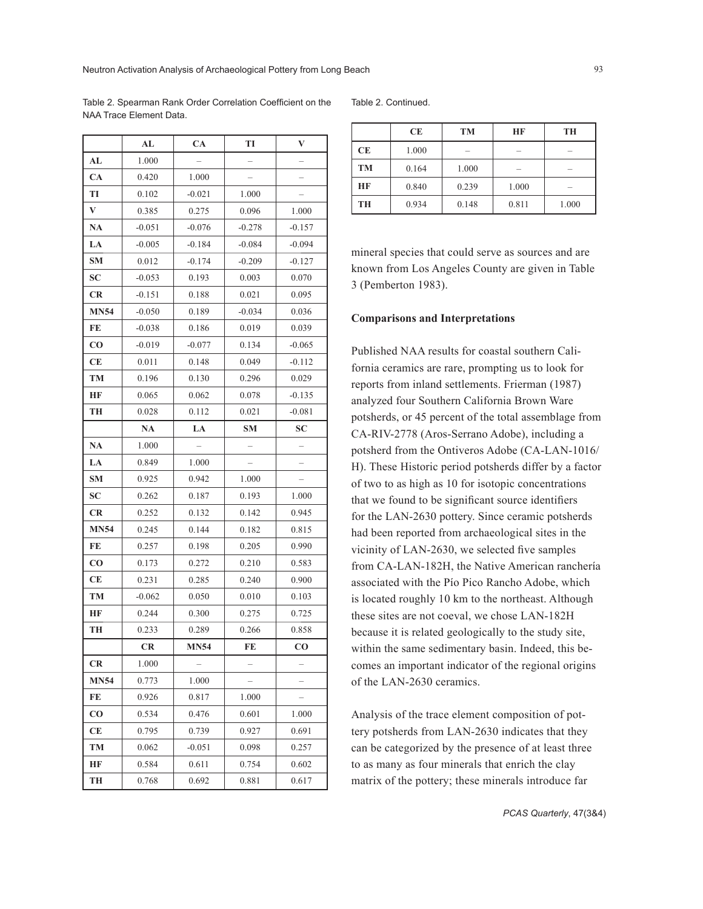Table 2. Spearman Rank Order Correlation Coefficient on the NAA Trace Element Data.

| | AL | CA | TI | V |
|---|---|---|---|---|
| AL | 1.000 | – | – | – |
| CA | 0.420 | 1.000 | – | – |
| TI | 0.102 | -0.021 | 1.000 | – |
| V | 0.385 | 0.275 | 0.096 | 1.000 |
| NA | -0.051 | -0.076 | -0.278 | -0.157 |
| LA | -0.005 | -0.184 | -0.084 | -0.094 |
| SM | 0.012 | -0.174 | -0.209 | -0.127 |
| SC | -0.053 | 0.193 | 0.003 | 0.070 |
| CR | -0.151 | 0.188 | 0.021 | 0.095 |
| MN54 | -0.050 | 0.189 | -0.034 | 0.036 |
| FE | -0.038 | 0.186 | 0.019 | 0.039 |
| CO | -0.019 | -0.077 | 0.134 | -0.065 |
| CE | 0.011 | 0.148 | 0.049 | -0.112 |
| TM | 0.196 | 0.130 | 0.296 | 0.029 |
| HF | 0.065 | 0.062 | 0.078 | -0.135 |
| TH | 0.028 | 0.112 | 0.021 | -0.081 |
| | **NA** | **LA** | **SM** | **SC** |
| NA | 1.000 | – | – | – |
| LA | 0.849 | 1.000 | – | – |
| SM | 0.925 | 0.942 | 1.000 | – |
| SC | 0.262 | 0.187 | 0.193 | 1.000 |
| CR | 0.252 | 0.132 | 0.142 | 0.945 |
| MN54 | 0.245 | 0.144 | 0.182 | 0.815 |
| FE | 0.257 | 0.198 | 0.205 | 0.990 |
| CO | 0.173 | 0.272 | 0.210 | 0.583 |
| CE | 0.231 | 0.285 | 0.240 | 0.900 |
| TM | -0.062 | 0.050 | 0.010 | 0.103 |
| HF | 0.244 | 0.300 | 0.275 | 0.725 |
| TH | 0.233 | 0.289 | 0.266 | 0.858 |
| | **CR** | **MN54** | **FE** | **CO** |
| CR | 1.000 | – | – | – |
| MN54 | 0.773 | 1.000 | – | – |
| FE | 0.926 | 0.817 | 1.000 | – |
| CO | 0.534 | 0.476 | 0.601 | 1.000 |
| CE | 0.795 | 0.739 | 0.927 | 0.691 |
| TM | 0.062 | -0.051 | 0.098 | 0.257 |
| HF | 0.584 | 0.611 | 0.754 | 0.602 |
| TH | 0.768 | 0.692 | 0.881 | 0.617 |

Table 2. Continued.

| | CE | TM | HF | TH |
|---|---|---|---|---|
| CE | 1.000 | – | – | – |
| TM | 0.164 | 1.000 | – | – |
| HF | 0.840 | 0.239 | 1.000 | – |
| TH | 0.934 | 0.148 | 0.811 | 1.000 |

mineral species that could serve as sources and are known from Los Angeles County are given in Table 3 (Pemberton 1983).

### Comparisons and Interpretations

Published NAA results for coastal southern California ceramics are rare, prompting us to look for reports from inland settlements. Frierman (1987) analyzed four Southern California Brown Ware potsherds, or 45 percent of the total assemblage from CA-RIV-2778 (Aros-Serrano Adobe), including a potsherd from the Ontiveros Adobe (CA-LAN-1016/H). These Historic period potsherds differ by a factor of two to as high as 10 for isotopic concentrations that we found to be significant source identifiers for the LAN-2630 pottery. Since ceramic potsherds had been reported from archaeological sites in the vicinity of LAN-2630, we selected five samples from CA-LAN-182H, the Native American ranchería associated with the Pío Pico Rancho Adobe, which is located roughly 10 km to the northeast. Although these sites are not coeval, we chose LAN-182H because it is related geologically to the study site, within the same sedimentary basin. Indeed, this becomes an important indicator of the regional origins of the LAN-2630 ceramics.

Analysis of the trace element composition of pottery potsherds from LAN-2630 indicates that they can be categorized by the presence of at least three to as many as four minerals that enrich the clay matrix of the pottery; these minerals introduce far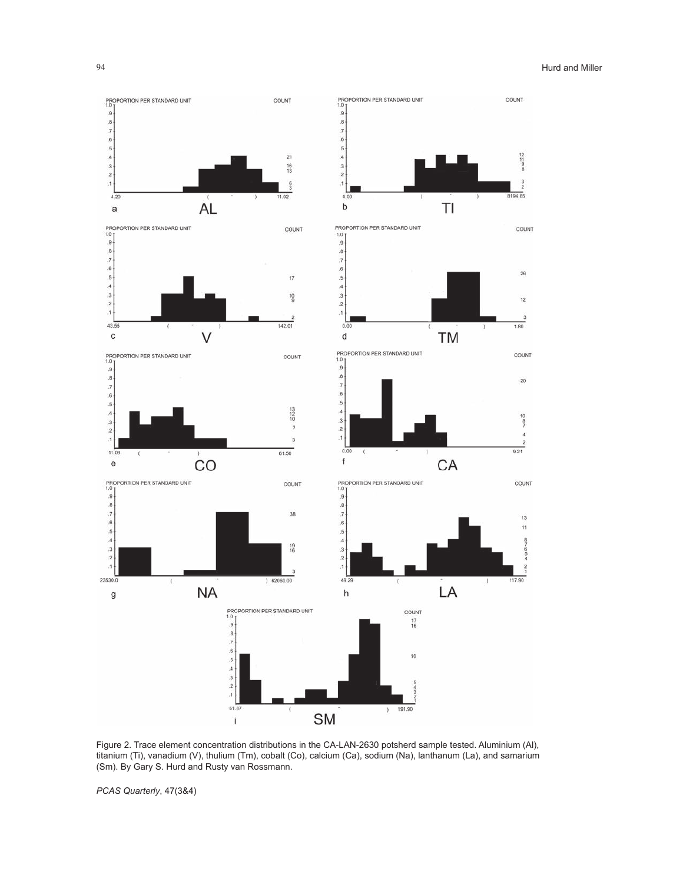Figure 2. Trace element concentration distributions in the CA-LAN-2630 potsherd sample tested. Aluminium (Al), titanium (Ti), vanadium (V), thulium (Tm), cobalt (Co), calcium (Ca), sodium (Na), lanthanum (La), and samarium (Sm). By Gary S. Hurd and Rusty van Rossmann.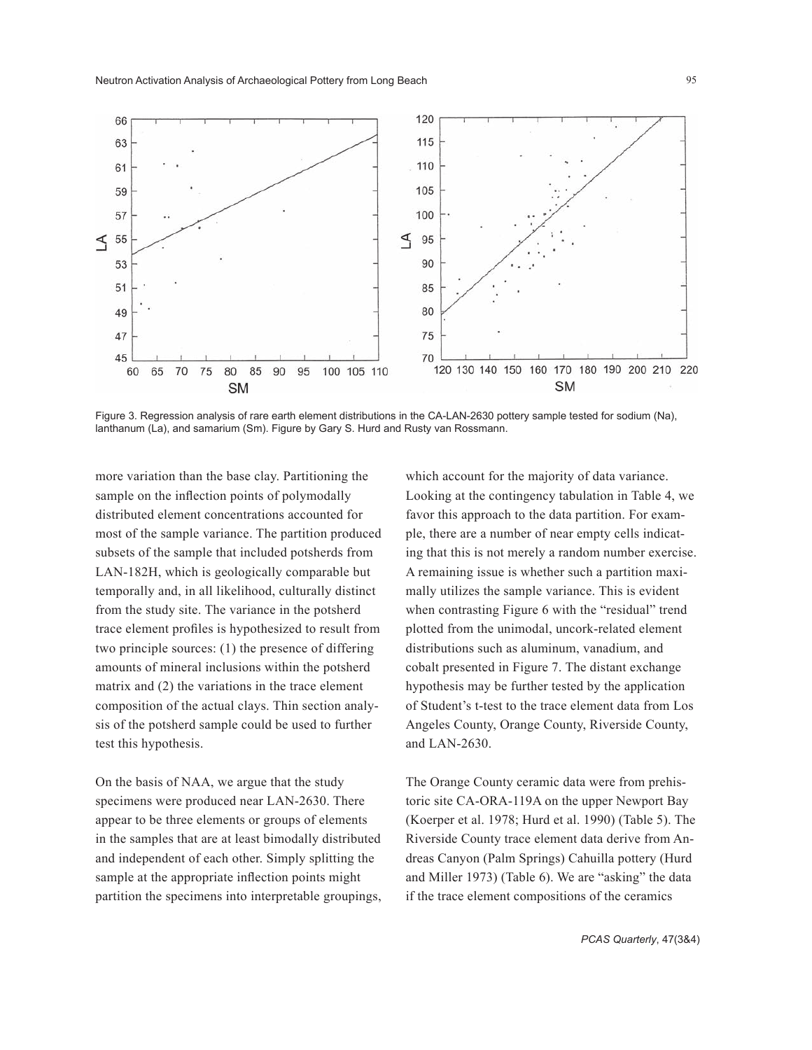Figure 3. Regression analysis of rare earth element distributions in the CA-LAN-2630 pottery sample tested for sodium (Na), lanthanum (La), and samarium (Sm). Figure by Gary S. Hurd and Rusty van Rossmann.

more variation than the base clay. Partitioning the sample on the inflection points of polymodally distributed element concentrations accounted for most of the sample variance. The partition produced subsets of the sample that included potsherds from LAN-182H, which is geologically comparable but temporally and, in all likelihood, culturally distinct from the study site. The variance in the potsherd trace element profiles is hypothesized to result from two principle sources: (1) the presence of differing amounts of mineral inclusions within the potsherd matrix and (2) the variations in the trace element composition of the actual clays. Thin section analysis of the potsherd sample could be used to further test this hypothesis.

On the basis of NAA, we argue that the study specimens were produced near LAN-2630. There appear to be three elements or groups of elements in the samples that are at least bimodally distributed and independent of each other. Simply splitting the sample at the appropriate inflection points might partition the specimens into interpretable groupings, which account for the majority of data variance. Looking at the contingency tabulation in Table 4, we favor this approach to the data partition. For example, there are a number of near empty cells indicating that this is not merely a random number exercise. A remaining issue is whether such a partition maximally utilizes the sample variance. This is evident when contrasting Figure 6 with the "residual" trend plotted from the unimodal, uncork-related element distributions such as aluminum, vanadium, and cobalt presented in Figure 7. The distant exchange hypothesis may be further tested by the application of Student's t-test to the trace element data from Los Angeles County, Orange County, Riverside County, and LAN-2630.

The Orange County ceramic data were from prehistoric site CA-ORA-119A on the upper Newport Bay (Koerper et al. 1978; Hurd et al. 1990) (Table 5). The Riverside County trace element data derive from Andreas Canyon (Palm Springs) Cahuilla pottery (Hurd and Miller 1973) (Table 6). We are "asking" the data if the trace element compositions of the ceramics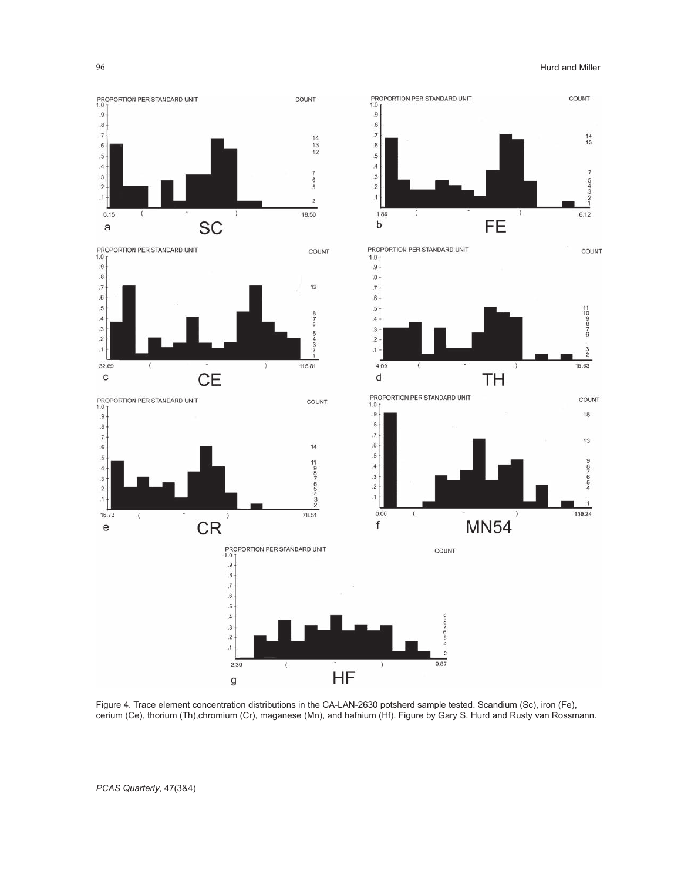Figure 4. Trace element concentration distributions in the CA-LAN-2630 potsherd sample tested. Scandium (Sc), iron (Fe), cerium (Ce), thorium (Th),chromium (Cr), maganese (Mn), and hafnium (Hf). Figure by Gary S. Hurd and Rusty van Rossmann.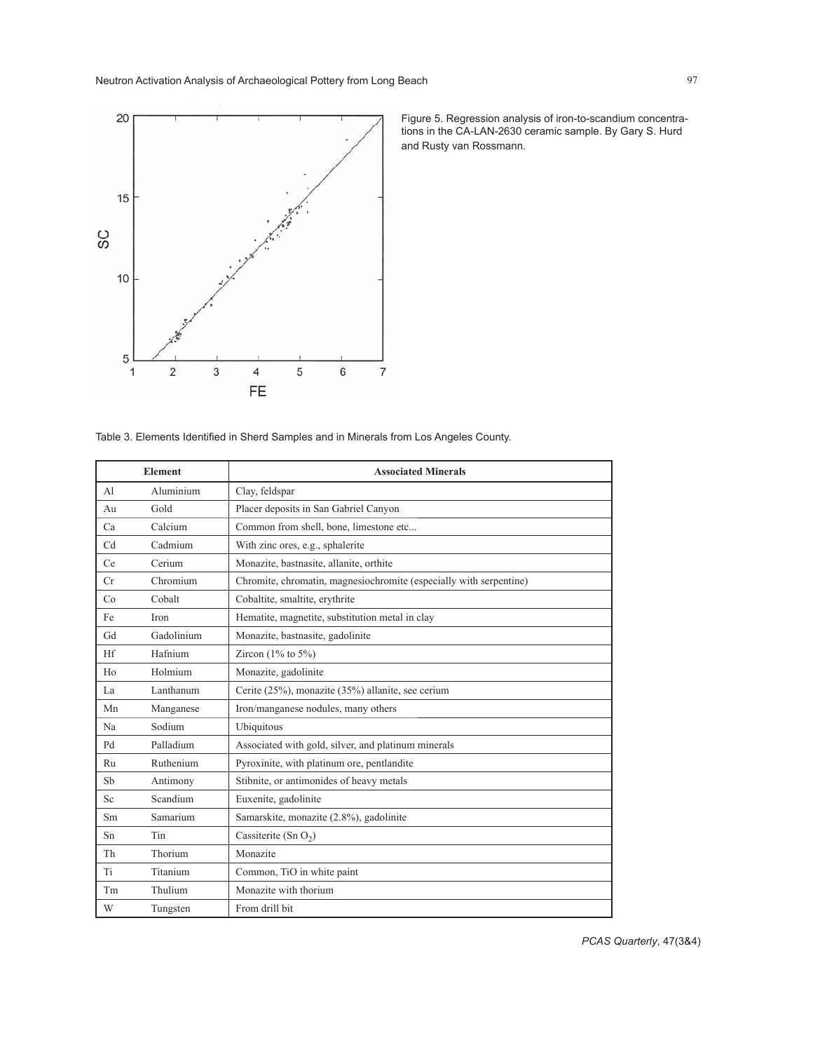Figure 5. Regression analysis of iron-to-scandium concentrations in the CA-LAN-2630 ceramic sample. By Gary S. Hurd and Rusty van Rossmann.

Table 3. Elements Identified in Sherd Samples and in Minerals from Los Angeles County.

| Element | | Associated Minerals |
|---|---|---|
| Al | Aluminium | Clay, feldspar |
| Au | Gold | Placer deposits in San Gabriel Canyon |
| Ca | Calcium | Common from shell, bone, limestone etc... |
| Cd | Cadmium | With zinc ores, e.g., sphalerite |
| Ce | Cerium | Monazite, bastnasite, allanite, orthite |
| Cr | Chromium | Chromite, chromatin, magnesiochromite (especially with serpentine) |
| Co | Cobalt | Cobaltite, smaltite, erythrite |
| Fe | Iron | Hematite, magnetite, substitution metal in clay |
| Gd | Gadolinium | Monazite, bastnasite, gadolinite |
| Hf | Hafnium | Zircon (1% to 5%) |
| Ho | Holmium | Monazite, gadolinite |
| La | Lanthanum | Cerite (25%), monazite (35%) allanite, see cerium |
| Mn | Manganese | Iron/manganese nodules, many others |
| Na | Sodium | Ubiquitous |
| Pd | Palladium | Associated with gold, silver, and platinum minerals |
| Ru | Ruthenium | Pyroxinite, with platinum ore, pentlandite |
| Sb | Antimony | Stibnite, or antimonides of heavy metals |
| Sc | Scandium | Euxenite, gadolinite |
| Sm | Samarium | Samarskite, monazite (2.8%), gadolinite |
| Sn | Tin | Cassiterite ($Sn\ O_2$) |
| Th | Thorium | Monazite |
| Ti | Titanium | Common, TiO in white paint |
| Tm | Thulium | Monazite with thorium |
| W | Tungsten | From drill bit |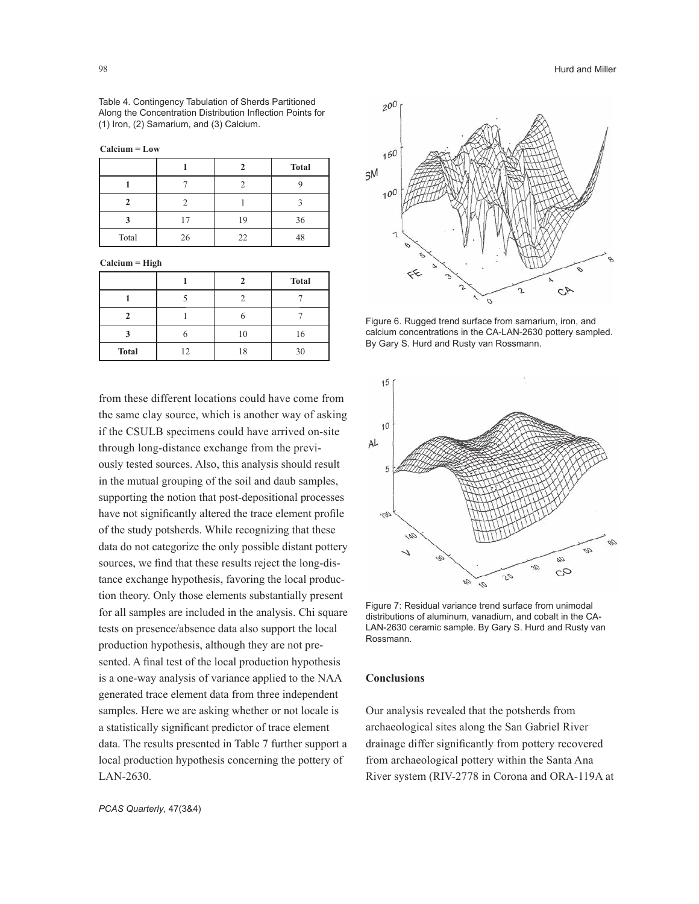Table 4. Contingency Tabulation of Sherds Partitioned Along the Concentration Distribution Inflection Points for (1) Iron, (2) Samarium, and (3) Calcium.

**Calcium = Low**

| | 1 | 2 | Total |
|---|---|---|---|
| 1 | 7 | 2 | 9 |
| 2 | 2 | 1 | 3 |
| 3 | 17 | 19 | 36 |
| Total | 26 | 22 | 48 |

**Calcium = High**

| | 1 | 2 | Total |
|---|---|---|---|
| 1 | 5 | 2 | 7 |
| 2 | 1 | 6 | 7 |
| 3 | 6 | 10 | 16 |
| **Total** | 12 | 18 | 30 |

from these different locations could have come from the same clay source, which is another way of asking if the CSULB specimens could have arrived on-site through long-distance exchange from the previously tested sources. Also, this analysis should result in the mutual grouping of the soil and daub samples, supporting the notion that post-depositional processes have not significantly altered the trace element profile of the study potsherds. While recognizing that these data do not categorize the only possible distant pottery sources, we find that these results reject the long-distance exchange hypothesis, favoring the local production theory. Only those elements substantially present for all samples are included in the analysis. Chi square tests on presence/absence data also support the local production hypothesis, although they are not presented. A final test of the local production hypothesis is a one-way analysis of variance applied to the NAA generated trace element data from three independent samples. Here we are asking whether or not locale is a statistically significant predictor of trace element data. The results presented in Table 7 further support a local production hypothesis concerning the pottery of LAN-2630.

Figure 6. Rugged trend surface from samarium, iron, and calcium concentrations in the CA-LAN-2630 pottery sampled. By Gary S. Hurd and Rusty van Rossmann.

Figure 7: Residual variance trend surface from unimodal distributions of aluminum, vanadium, and cobalt in the CA-LAN-2630 ceramic sample. By Gary S. Hurd and Rusty van Rossmann.

## Conclusions

Our analysis revealed that the potsherds from archaeological sites along the San Gabriel River drainage differ significantly from pottery recovered from archaeological pottery within the Santa Ana River system (RIV-2778 in Corona and ORA-119A at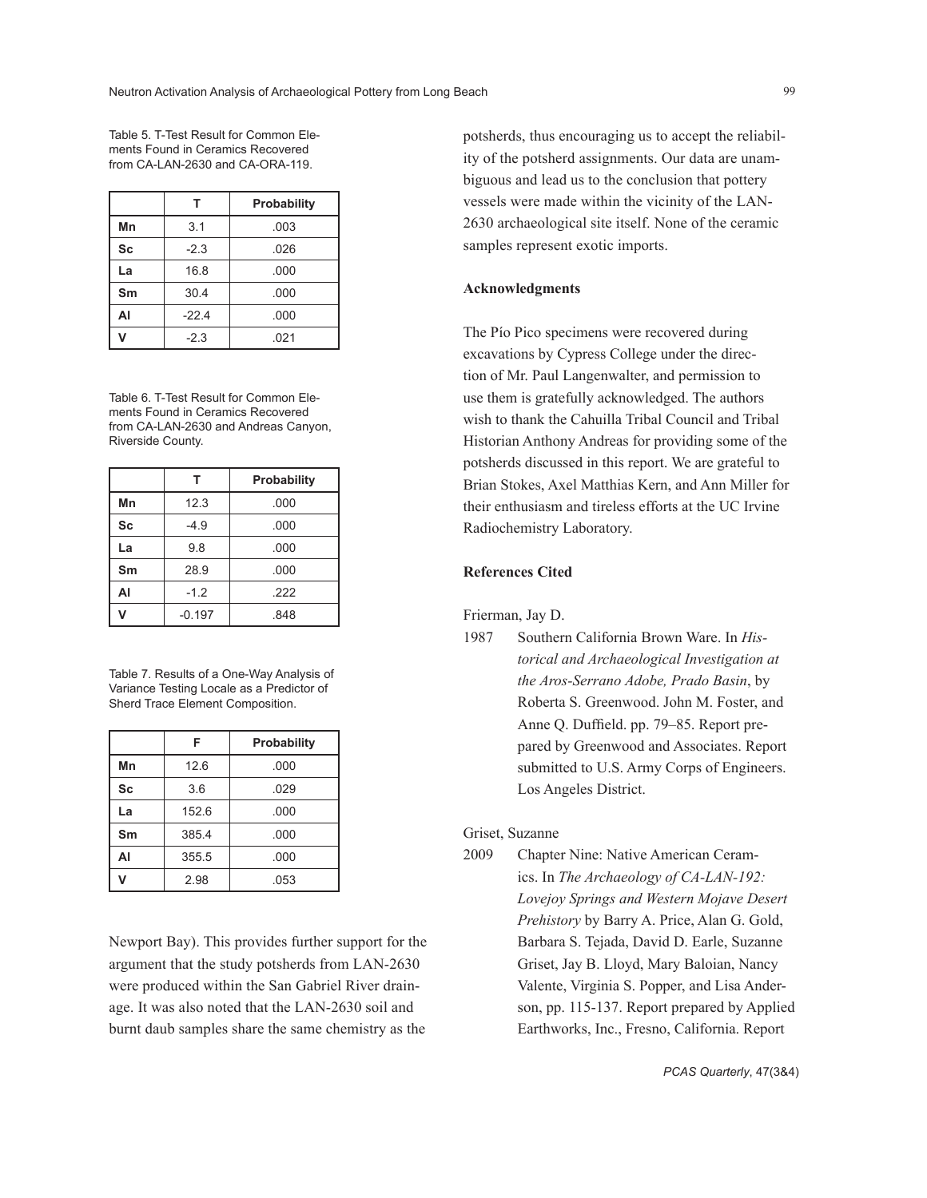Table 5. T-Test Result for Common Elements Found in Ceramics Recovered from CA-LAN-2630 and CA-ORA-119.

| | T | Probability |
|---|---|---|
| **Mn** | 3.1 | .003 |
| **Sc** | -2.3 | .026 |
| **La** | 16.8 | .000 |
| **Sm** | 30.4 | .000 |
| **Al** | -22.4 | .000 |
| **V** | -2.3 | .021 |

Table 6. T-Test Result for Common Elements Found in Ceramics Recovered from CA-LAN-2630 and Andreas Canyon, Riverside County.

| | T | Probability |
|---|---|---|
| **Mn** | 12.3 | .000 |
| **Sc** | -4.9 | .000 |
| **La** | 9.8 | .000 |
| **Sm** | 28.9 | .000 |
| **Al** | -1.2 | .222 |
| **V** | -0.197 | .848 |

Table 7. Results of a One-Way Analysis of Variance Testing Locale as a Predictor of Sherd Trace Element Composition.

| | F | Probability |
|---|---|---|
| **Mn** | 12.6 | .000 |
| **Sc** | 3.6 | .029 |
| **La** | 152.6 | .000 |
| **Sm** | 385.4 | .000 |
| **Al** | 355.5 | .000 |
| **V** | 2.98 | .053 |

Newport Bay). This provides further support for the argument that the study potsherds from LAN-2630 were produced within the San Gabriel River drainage. It was also noted that the LAN-2630 soil and burnt daub samples share the same chemistry as the potsherds, thus encouraging us to accept the reliability of the potsherd assignments. Our data are unambiguous and lead us to the conclusion that pottery vessels were made within the vicinity of the LAN-2630 archaeological site itself. None of the ceramic samples represent exotic imports.

#### Acknowledgments

The Pío Pico specimens were recovered during excavations by Cypress College under the direction of Mr. Paul Langenwalter, and permission to use them is gratefully acknowledged. The authors wish to thank the Cahuilla Tribal Council and Tribal Historian Anthony Andreas for providing some of the potsherds discussed in this report. We are grateful to Brian Stokes, Axel Matthias Kern, and Ann Miller for their enthusiasm and tireless efforts at the UC Irvine Radiochemistry Laboratory.

#### References Cited

Frierman, Jay D.

1987 Southern California Brown Ware. In *Historical and Archaeological Investigation at the Aros-Serrano Adobe, Prado Basin*, by Roberta S. Greenwood. John M. Foster, and Anne Q. Duffield. pp. 79–85. Report prepared by Greenwood and Associates. Report submitted to U.S. Army Corps of Engineers. Los Angeles District.

Griset, Suzanne

2009 Chapter Nine: Native American Ceramics. In *The Archaeology of CA-LAN-192: Lovejoy Springs and Western Mojave Desert Prehistory* by Barry A. Price, Alan G. Gold, Barbara S. Tejada, David D. Earle, Suzanne Griset, Jay B. Lloyd, Mary Baloian, Nancy Valente, Virginia S. Popper, and Lisa Anderson, pp. 115-137. Report prepared by Applied Earthworks, Inc., Fresno, California. Report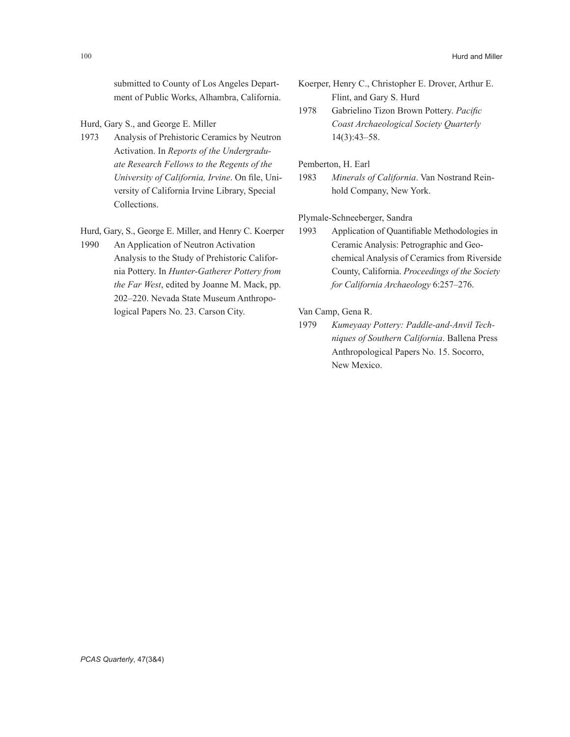submitted to County of Los Angeles Department of Public Works, Alhambra, California.

Hurd, Gary S., and George E. Miller

1973 Analysis of Prehistoric Ceramics by Neutron Activation. In *Reports of the Undergraduate Research Fellows to the Regents of the University of California, Irvine*. On file, University of California Irvine Library, Special Collections.

Hurd, Gary, S., George E. Miller, and Henry C. Koerper

1990 An Application of Neutron Activation Analysis to the Study of Prehistoric California Pottery. In *Hunter-Gatherer Pottery from the Far West*, edited by Joanne M. Mack, pp. 202–220. Nevada State Museum Anthropological Papers No. 23. Carson City.

Koerper, Henry C., Christopher E. Drover, Arthur E. Flint, and Gary S. Hurd

1978 Gabrielino Tizon Brown Pottery. *Pacific Coast Archaeological Society Quarterly* 14(3):43–58.

Pemberton, H. Earl

1983 *Minerals of California*. Van Nostrand Reinhold Company, New York.

Plymale-Schneeberger, Sandra

1993 Application of Quantifiable Methodologies in Ceramic Analysis: Petrographic and Geochemical Analysis of Ceramics from Riverside County, California. *Proceedings of the Society for California Archaeology* 6:257–276.

Van Camp, Gena R.

1979 *Kumeyaay Pottery: Paddle-and-Anvil Techniques of Southern California*. Ballena Press Anthropological Papers No. 15. Socorro, New Mexico.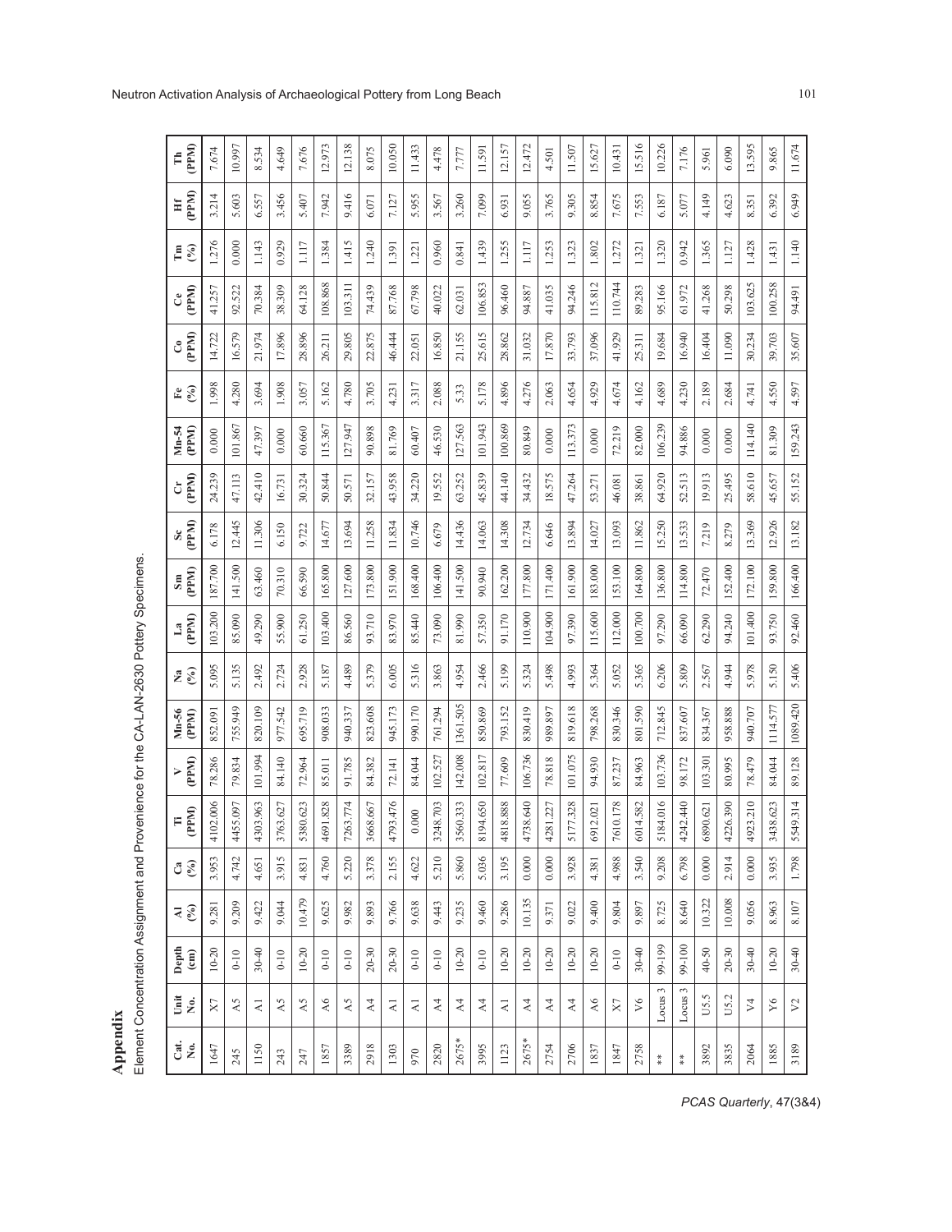## Appendix

Element Concentration Assignment and Provenience for the CA-LAN-2630 Pottery Specimens.

| Cat. No. | Unit No. | Depth (cm) | Al (%) | Ca (%) | Ti (PPM) | V (PPM) | Mn-56 (PPM) | Na (%) | La (PPM) | Sm (PPM) | Sc (PPM) | Cr (PPM) | Mn-54 (PPM) | Fe (%) | Co (PPM) | Ce (PPM) | Tm (%) | Hf (PPM) | Th (PPM) |
|---|---|---|---|---|---|---|---|---|---|---|---|---|---|---|---|---|---|---|---|
| 1647 | X7 | 10-20 | 9.281 | 3.953 | 4102.006 | 78.286 | 852.091 | 5.095 | 103.200 | 187.700 | 6.178 | 24.239 | 0.000 | 1.998 | 14.722 | 41.257 | 1.276 | 3.214 | 7.674 |
| 245 | A5 | 0-10 | 9.209 | 4.742 | 4455.097 | 79.834 | 755.949 | 5.135 | 85.090 | 141.500 | 12.445 | 47.113 | 101.867 | 4.280 | 16.579 | 92.522 | 0.000 | 5.603 | 10.997 |
| 1150 | A1 | 30-40 | 9.422 | 4.651 | 4303.963 | 101.994 | 820.109 | 2.492 | 49.290 | 63.460 | 11.306 | 42.410 | 47.397 | 3.694 | 21.974 | 70.384 | 1.143 | 6.557 | 8.534 |
| 243 | A5 | 0-10 | 9.044 | 3.915 | 3763.627 | 84.140 | 977.542 | 2.724 | 55.900 | 70.310 | 6.150 | 16.731 | 0.000 | 1.908 | 17.896 | 38.309 | 0.929 | 3.456 | 4.649 |
| 247 | A5 | 10-20 | 10.479 | 4.831 | 5380.623 | 72.964 | 695.719 | 2.928 | 61.250 | 66.590 | 9.722 | 30.324 | 60.660 | 3.057 | 28.896 | 64.128 | 1.117 | 5.407 | 7.676 |
| 1857 | A6 | 0-10 | 9.625 | 4.760 | 4691.828 | 85.011 | 908.033 | 5.187 | 103.400 | 165.800 | 14.677 | 50.844 | 115.367 | 5.162 | 26.211 | 108.868 | 1.384 | 7.942 | 12.973 |
| 3389 | A5 | 0-10 | 9.982 | 5.220 | 7263.774 | 91.785 | 940.337 | 4.489 | 86.560 | 127.600 | 13.694 | 50.571 | 127.947 | 4.780 | 29.805 | 103.311 | 1.415 | 9.416 | 12.138 |
| 2918 | A4 | 20-30 | 9.893 | 3.378 | 3668.667 | 84.382 | 823.608 | 5.379 | 93.710 | 173.800 | 11.258 | 32.157 | 90.898 | 3.705 | 22.875 | 74.439 | 1.240 | 6.071 | 8.075 |
| 1303 | A1 | 20-30 | 9.766 | 2.155 | 4793.476 | 72.141 | 945.173 | 6.005 | 83.970 | 151.900 | 11.834 | 43.958 | 81.769 | 4.231 | 46.444 | 87.768 | 1.391 | 7.127 | 10.050 |
| 970 | A1 | 0-10 | 9.638 | 4.622 | 0.000 | 84.044 | 990.170 | 5.316 | 85.440 | 168.400 | 10.746 | 34.220 | 60.407 | 3.317 | 22.051 | 67.798 | 1.221 | 5.955 | 11.433 |
| 2820 | A4 | 0-10 | 9.443 | 5.210 | 3248.703 | 102.527 | 761.294 | 3.863 | 73.090 | 106.400 | 6.679 | 19.552 | 46.530 | 2.088 | 16.850 | 40.022 | 0.960 | 3.567 | 4.478 |
| 2675* | A4 | 10-20 | 9.235 | 5.860 | 3560.333 | 142.008 | 1361.505 | 4.954 | 81.990 | 141.500 | 14.436 | 63.252 | 127.563 | 5.33 | 21.155 | 62.031 | 0.841 | 3.260 | 7.777 |
| 3995 | A4 | 0-10 | 9.460 | 5.036 | 8194.650 | 102.817 | 850.869 | 2.466 | 57.350 | 90.940 | 14.063 | 45.839 | 101.943 | 5.178 | 25.615 | 106.853 | 1.439 | 7.099 | 11.591 |
| 1123 | A1 | 10-20 | 9.286 | 3.195 | 4818.888 | 77.609 | 793.152 | 5.199 | 91.170 | 162.200 | 14.308 | 44.140 | 100.869 | 4.896 | 28.862 | 96.460 | 1.255 | 6.931 | 12.157 |
| 2675* | A4 | 10-20 | 10.135 | 0.000 | 4738.640 | 106.736 | 830.419 | 5.324 | 110.900 | 177.800 | 12.734 | 34.432 | 80.849 | 4.276 | 31.032 | 94.887 | 1.117 | 9.055 | 12.472 |
| 2754 | A4 | 10-20 | 9.371 | 0.000 | 4281.227 | 78.818 | 989.897 | 5.498 | 104.900 | 171.400 | 6.646 | 18.575 | 0.000 | 2.063 | 17.870 | 41.035 | 1.253 | 3.765 | 4.501 |
| 2706 | A4 | 10-20 | 9.022 | 3.928 | 5177.328 | 101.075 | 819.618 | 4.993 | 97.390 | 161.900 | 13.894 | 47.264 | 113.373 | 4.654 | 33.793 | 94.246 | 1.323 | 9.305 | 11.507 |
| 1837 | A6 | 10-20 | 9.400 | 4.381 | 6912.021 | 94.930 | 798.268 | 5.364 | 115.600 | 183.000 | 14.027 | 53.271 | 0.000 | 4.929 | 37.096 | 115.812 | 1.802 | 8.854 | 15.627 |
| 1847 | X7 | 0-10 | 9.804 | 4.988 | 7610.178 | 87.237 | 830.346 | 5.052 | 112.000 | 153.100 | 13.093 | 46.081 | 72.219 | 4.674 | 41.929 | 110.744 | 1.272 | 7.675 | 10.431 |
| 2758 | V6 | 30-40 | 9.897 | 3.540 | 6014.582 | 84.963 | 801.590 | 5.365 | 100.700 | 164.800 | 11.862 | 38.861 | 82.000 | 4.162 | 25.311 | 89.283 | 1.321 | 7.553 | 15.516 |
| ** | Locus 3 | 99-199 | 8.725 | 9.208 | 5184.016 | 103.736 | 712.845 | 6.206 | 97.290 | 136.800 | 15.250 | 64.920 | 106.239 | 4.689 | 19.684 | 95.166 | 1.320 | 6.187 | 10.226 |
| ** | Locus 3 | 99-100 | 8.640 | 6.798 | 4242.440 | 98.172 | 837.607 | 5.809 | 66.090 | 114.800 | 13.533 | 52.513 | 94.886 | 4.230 | 16.940 | 61.972 | 0.942 | 5.077 | 7.176 |
| 3892 | U5.5 | 40-50 | 10.322 | 0.000 | 6890.621 | 103.301 | 834.367 | 2.567 | 62.290 | 72.470 | 7.219 | 19.913 | 0.000 | 2.189 | 16.404 | 41.268 | 1.365 | 4.149 | 5.961 |
| 3835 | U5.2 | 20-30 | 10.008 | 2.914 | 4226.390 | 80.995 | 958.888 | 4.944 | 94.240 | 152.400 | 8.279 | 25.495 | 0.000 | 2.684 | 11.090 | 50.298 | 1.127 | 4.623 | 6.090 |
| 2064 | V4 | 30-40 | 9.056 | 0.000 | 4923.210 | 78.479 | 940.707 | 5.978 | 101.400 | 172.100 | 13.369 | 58.610 | 114.140 | 4.741 | 30.234 | 103.625 | 1.428 | 8.351 | 13.595 |
| 1885 | Y6 | 10-20 | 8.963 | 3.935 | 3438.623 | 84.044 | 1114.577 | 5.150 | 93.750 | 159.800 | 12.926 | 45.657 | 81.309 | 4.550 | 39.703 | 100.258 | 1.431 | 6.392 | 9.865 |
| 3189 | V2 | 30-40 | 8.107 | 1.798 | 5549.314 | 89.128 | 1089.420 | 5.406 | 92.460 | 166.400 | 13.182 | 55.152 | 159.243 | 4.597 | 35.607 | 94.491 | 1.140 | 6.949 | 11.674 |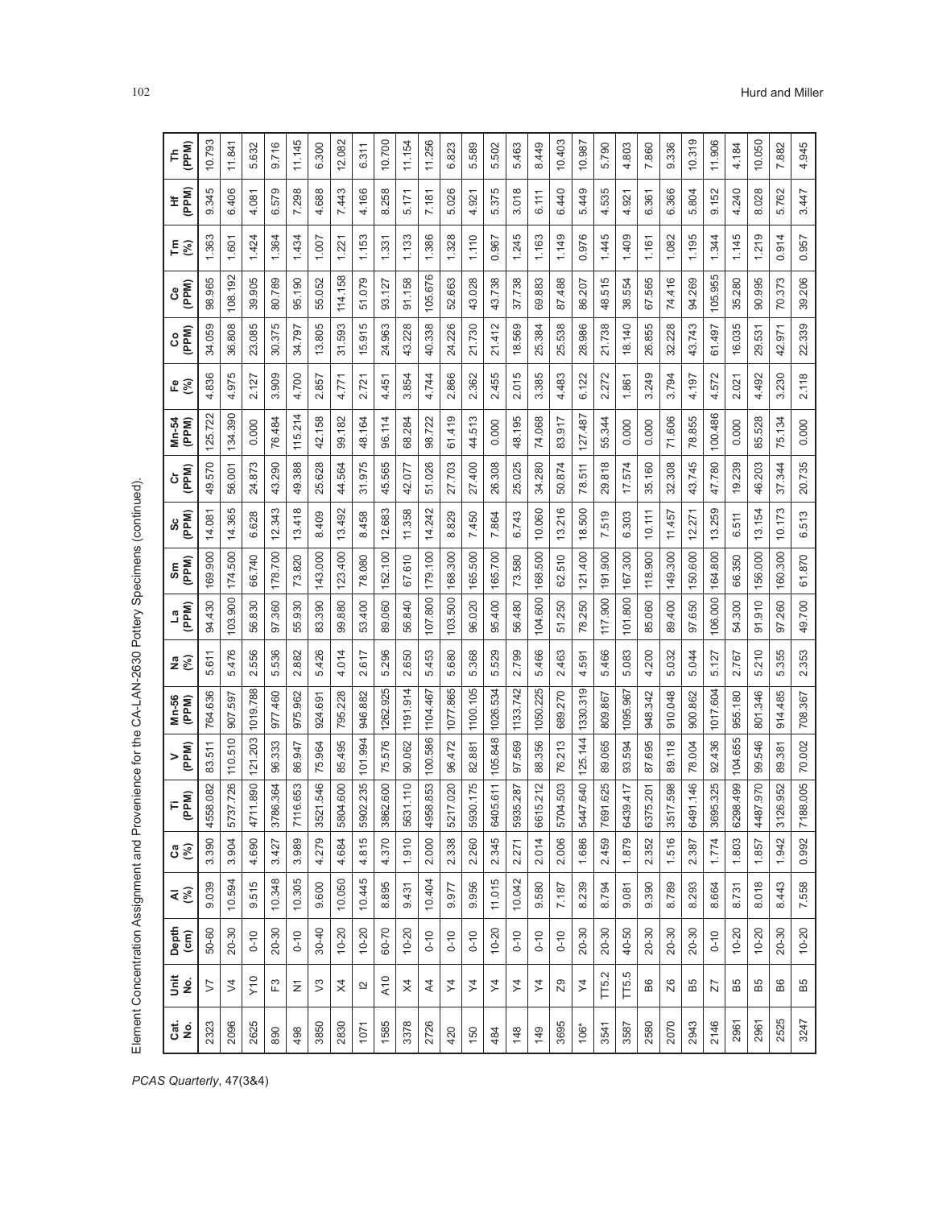Element Concentration Assignment and Provenience for the CA-LAN-2630 Pottery Specimens (continued).

| Cat. No. | Unit No. | Depth (cm) | Al (%) | Ca (%) | Ti (PPM) | V (PPM) | Mn-56 (PPM) | Na (%) | La (PPM) | Sm (PPM) | Sc (PPM) | Cr (PPM) | Mn-54 (PPM) | Fe (%) | Co (PPM) | Ce (PPM) | Tm (%) | Hf (PPM) | Th (PPM) |
|---|---|---|---|---|---|---|---|---|---|---|---|---|---|---|---|---|---|---|---|
| 2323 | V7 | 50-60 | 9.039 | 3.390 | 4558.082 | 83.511 | 764.636 | 5.611 | 94.430 | 169.900 | 14.081 | 49.570 | 125.722 | 4.836 | 34.059 | 98.965 | 1.363 | 9.345 | 10.793 |
| 2096 | V4 | 20-30 | 10.594 | 3.904 | 5737.726 | 110.510 | 907.597 | 5.476 | 103.900 | 174.500 | 14.365 | 56.001 | 134.390 | 4.975 | 36.808 | 108.192 | 1.601 | 6.406 | 11.841 |
| 2625 | Y10 | 0-10 | 9.515 | 4.690 | 4711.890 | 121.203 | 1019.788 | 2.556 | 56.830 | 66.740 | 6.628 | 24.873 | 0.000 | 2.127 | 23.085 | 39.905 | 1.424 | 4.081 | 5.632 |
| 890 | F3 | 20-30 | 10.348 | 3.427 | 3786.364 | 96.333 | 977.460 | 5.536 | 97.360 | 178.700 | 12.343 | 43.290 | 76.484 | 3.909 | 30.375 | 80.789 | 1.364 | 6.579 | 9.716 |
| 498 | N1 | 0-10 | 10.305 | 3.989 | 7116.653 | 86.947 | 975.962 | 2.882 | 55.930 | 73.820 | 13.418 | 49.388 | 115.214 | 4.700 | 34.797 | 95.190 | 1.434 | 7.298 | 11.145 |
| 3850 | V3 | 30-40 | 9.600 | 4.279 | 3521.546 | 75.964 | 924.691 | 5.426 | 83.390 | 143.000 | 8.409 | 25.628 | 42.158 | 2.857 | 13.805 | 55.052 | 1.007 | 4.688 | 6.300 |
| 2830 | X4 | 10-20 | 10.050 | 4.684 | 5804.600 | 85.495 | 795.228 | 4.014 | 99.880 | 123.400 | 13.492 | 44.564 | 99.182 | 4.771 | 31.593 | 114.158 | 1.221 | 7.443 | 12.082 |
| 1071 | I2 | 10-20 | 10.445 | 4.815 | 5902.235 | 101.994 | 946.882 | 2.617 | 53.400 | 78.080 | 8.458 | 31.975 | 48.164 | 2.721 | 15.915 | 51.079 | 1.153 | 4.166 | 6.311 |
| 1585 | A10 | 60-70 | 8.895 | 4.370 | 3862.600 | 75.576 | 1262.925 | 5.296 | 89.060 | 152.100 | 12.683 | 45.565 | 96.114 | 4.451 | 24.963 | 93.127 | 1.331 | 8.258 | 10.700 |
| 3378 | X4 | 10-20 | 9.431 | 1.910 | 5631.110 | 90.062 | 1191.914 | 2.650 | 56.840 | 67.610 | 11.358 | 42.077 | 68.284 | 3.854 | 43.228 | 91.158 | 1.133 | 5.171 | 11.154 |
| 2726 | A4 | 0-10 | 10.404 | 2.000 | 4958.853 | 100.586 | 1104.467 | 5.453 | 107.800 | 179.100 | 14.242 | 51.026 | 98.722 | 4.744 | 40.338 | 105.676 | 1.386 | 7.181 | 11.256 |
| 420 | Y4 | 0-10 | 9.977 | 2.338 | 5217.020 | 96.472 | 1077.865 | 5.680 | 103.500 | 168.300 | 8.829 | 27.703 | 61.419 | 2.866 | 24.226 | 52.663 | 1.328 | 5.026 | 6.823 |
| 150 | Y4 | 0-10 | 9.956 | 2.260 | 5930.175 | 82.881 | 1100.105 | 5.368 | 96.020 | 165.500 | 7.450 | 27.400 | 44.513 | 2.362 | 21.730 | 43.028 | 1.110 | 4.921 | 5.589 |
| 484 | Y4 | 10-20 | 11.015 | 2.345 | 6405.611 | 105.848 | 1026.534 | 5.529 | 95.400 | 165.700 | 7.864 | 26.308 | 0.000 | 2.455 | 21.412 | 43.738 | 0.967 | 5.375 | 5.502 |
| 148 | Y4 | 0-10 | 10.042 | 2.271 | 5935.287 | 97.569 | 1133.742 | 2.799 | 56.480 | 73.580 | 6.743 | 25.025 | 48.195 | 2.015 | 18.569 | 37.738 | 1.245 | 3.018 | 5.463 |
| 149 | Y4 | 0-10 | 9.580 | 2.014 | 6615.212 | 88.356 | 1050.225 | 5.466 | 104.600 | 168.500 | 10.060 | 34.280 | 74.068 | 3.385 | 25.384 | 69.883 | 1.163 | 6.111 | 8.449 |
| 3695 | Z9 | 0-10 | 7.187 | 2.006 | 5704.503 | 76.213 | 689.270 | 2.463 | 51.250 | 62.510 | 13.216 | 50.874 | 83.917 | 4.483 | 25.538 | 87.488 | 1.149 | 6.440 | 10.403 |
| 106* | Y4 | 20-30 | 8.239 | 1.686 | 5447.640 | 125.144 | 1330.319 | 4.591 | 78.250 | 121.400 | 18.500 | 78.511 | 127.487 | 6.122 | 28.986 | 86.207 | 0.976 | 5.449 | 10.987 |
| 3541 | TT5.2 | 20-30 | 8.794 | 2.459 | 7691.625 | 89.065 | 809.867 | 5.466 | 117.900 | 191.900 | 7.519 | 29.818 | 55.344 | 2.272 | 21.738 | 48.515 | 1.445 | 4.535 | 5.790 |
| 3587 | TT5.5 | 40-50 | 9.081 | 1.879 | 6439.417 | 93.594 | 1095.967 | 5.083 | 101.800 | 167.300 | 6.303 | 17.574 | 0.000 | 1.861 | 18.140 | 38.554 | 1.409 | 4.921 | 4.803 |
| 2580 | B6 | 20-30 | 9.390 | 2.352 | 6375.201 | 87.695 | 948.342 | 4.200 | 85.060 | 118.900 | 10.111 | 35.160 | 0.000 | 3.249 | 26.855 | 67.565 | 1.161 | 6.361 | 7.860 |
| 2070 | Z6 | 20-30 | 8.789 | 1.516 | 3517.598 | 89.118 | 910.048 | 5.032 | 89.400 | 149.300 | 11.457 | 32.308 | 71.606 | 3.794 | 32.228 | 74.416 | 1.082 | 6.366 | 9.336 |
| 2943 | B5 | 20-30 | 8.293 | 2.387 | 6491.146 | 78.004 | 900.862 | 5.044 | 97.650 | 150.600 | 12.271 | 43.745 | 78.855 | 4.197 | 43.743 | 94.269 | 1.195 | 5.804 | 10.319 |
| 2146 | Z7 | 0-10 | 8.664 | 1.774 | 3695.325 | 92.436 | 1017.604 | 5.127 | 106.000 | 164.800 | 13.259 | 47.780 | 100.486 | 4.572 | 61.497 | 105.955 | 1.344 | 9.152 | 11.906 |
| 2961 | B5 | 10-20 | 8.731 | 1.803 | 6298.499 | 104.655 | 955.180 | 2.767 | 54.300 | 66.350 | 6.511 | 19.239 | 0.000 | 2.021 | 16.035 | 35.280 | 1.145 | 4.240 | 4.184 |
| 2961 | B5 | 10-20 | 8.018 | 1.857 | 4487.970 | 99.546 | 801.346 | 5.210 | 91.910 | 156.000 | 13.154 | 46.203 | 85.528 | 4.492 | 29.531 | 90.995 | 1.219 | 8.028 | 10.050 |
| 2525 | B6 | 20-30 | 8.443 | 1.942 | 3126.952 | 89.381 | 914.485 | 5.355 | 97.260 | 160.300 | 10.173 | 37.344 | 75.134 | 3.230 | 42.971 | 70.373 | 0.914 | 5.762 | 7.882 |
| 3247 | B5 | 10-20 | 7.558 | 0.992 | 7188.005 | 70.002 | 708.367 | 2.353 | 49.700 | 61.870 | 6.513 | 20.735 | 0.000 | 2.118 | 22.339 | 39.206 | 0.957 | 3.447 | 4.945 |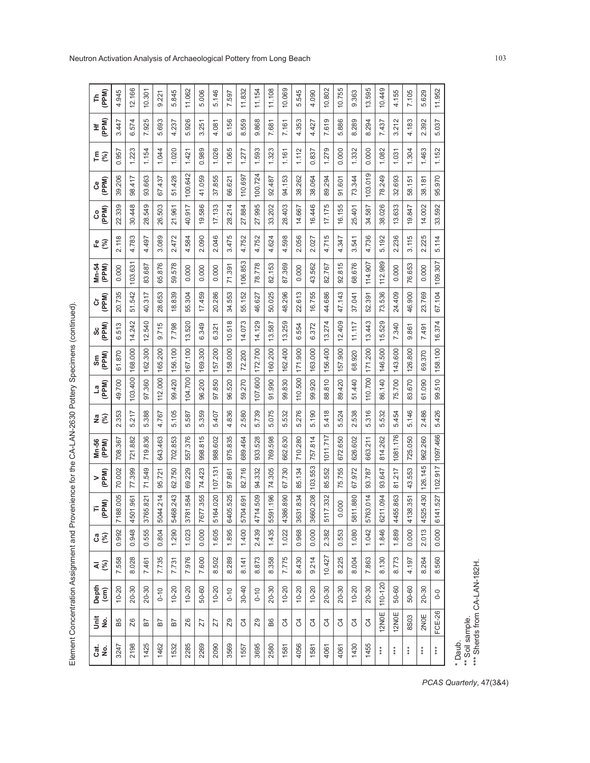Element Concentration Assignment and Provenience for the CA-LAN-2630 Pottery Specimens (continued).

| Cat. No. | Unit No. | Depth (cm) | Al (%) | Ca (%) | Ti (PPM) | V (PPM) | Mn-56 (PPM) | Na (%) | La (PPM) | Sm (PPM) | Sc (PPM) | Cr (PPM) | Mn-54 (PPM) | Fe (%) | Co (PPM) | Ce (PPM) | Tm (%) | Hf (PPM) | Th (PPM) |
|---|---|---|---|---|---|---|---|---|---|---|---|---|---|---|---|---|---|---|---|
| 3247 | B5 | 10-20 | 7.558 | 0.992 | 7188.005 | 70.002 | 708.367 | 2.353 | 49.700 | 61.870 | 6.513 | 20.735 | 0.000 | 2.118 | 22.339 | 39.206 | 0.957 | 3.447 | 4.945 |
| 2198 | Z6 | 20-30 | 8.028 | 0.948 | 4501.961 | 77.399 | 721.882 | 5.217 | 103.400 | 168.000 | 14.242 | 51.542 | 103.631 | 4.783 | 30.448 | 98.417 | 1.223 | 6.574 | 12.166 |
| 1425 | B7 | 20-30 | 7.461 | 0.555 | 3765.821 | 71.549 | 719.836 | 5.388 | 97.360 | 162.300 | 12.540 | 40.317 | 83.687 | 4.497 | 28.549 | 93.663 | 1.154 | 7.925 | 10.301 |
| 1462 | B7 | 0-10 | 7.735 | 0.804 | 5044.214 | 95.721 | 643.463 | 4.767 | 112.000 | 165.200 | 9.715 | 28.653 | 65.876 | 3.089 | 26.503 | 67.437 | 1.044 | 5.693 | 9.221 |
| 1532 | B7 | 10-20 | 7.731 | 1.290 | 5468.243 | 62.750 | 702.853 | 5.105 | 99.420 | 156.100 | 7.798 | 18.839 | 59.578 | 2.472 | 21.961 | 51.428 | 1.020 | 4.237 | 5.845 |
| 2285 | Z6 | 10-20 | 7.976 | 1.023 | 3781.584 | 69.229 | 557.376 | 5.587 | 104.700 | 167.100 | 13.520 | 55.304 | 0.000 | 4.584 | 40.917 | 100.642 | 1.421 | 5.926 | 11.062 |
| 2269 | Z7 | 50-60 | 7.600 | 0.000 | 7677.355 | 74.423 | 998.815 | 5.359 | 96.200 | 169.300 | 6.349 | 17.459 | 0.000 | 2.090 | 19.586 | 41.059 | 0.989 | 3.251 | 5.006 |
| 2090 | Z7 | 10-20 | 8.502 | 1.605 | 5164.020 | 107.131 | 988.602 | 5.407 | 97.850 | 157.200 | 6.321 | 20.286 | 0.000 | 2.046 | 17.133 | 37.855 | 1.026 | 4.081 | 5.146 |
| 3569 | Z9 | 0-10 | 8.289 | 1.895 | 6405.525 | 97.861 | 975.835 | 4.836 | 96.520 | 158.000 | 10.518 | 34.553 | 71.391 | 3.475 | 28.214 | 66.621 | 1.065 | 6.156 | 7.597 |
| 1557 | C4 | 30-40 | 8.141 | 1.400 | 5704.691 | 82.716 | 689.464 | 2.580 | 59.270 | 72.200 | 14.073 | 55.152 | 106.853 | 4.752 | 27.884 | 110.697 | 1.277 | 8.559 | 11.832 |
| 3695 | Z9 | 0-10 | 8.873 | 2.439 | 4714.509 | 94.332 | 933.528 | 5.739 | 107.600 | 172.700 | 14.129 | 46.627 | 78.778 | 4.752 | 27.995 | 100.724 | 1.593 | 9.868 | 11.154 |
| 2580 | B6 | 20-30 | 8.358 | 1.435 | 5591.196 | 74.305 | 769.598 | 5.075 | 91.990 | 160.200 | 13.587 | 50.025 | 82.153 | 4.624 | 33.202 | 92.487 | 1.323 | 7.681 | 11.108 |
| 1581 | C4 | 10-20 | 7.775 | 1.022 | 4386.890 | 67.730 | 662.630 | 5.532 | 99.830 | 162.400 | 13.259 | 48.296 | 87.369 | 4.598 | 28.403 | 94.153 | 1.161 | 7.161 | 10.069 |
| 4056 | C4 | 10-20 | 8.430 | 0.968 | 3631.834 | 85.134 | 710.280 | 5.276 | 110.500 | 171.900 | 6.554 | 22.613 | 0.000 | 2.056 | 14.667 | 38.262 | 1.112 | 4.353 | 5.545 |
| 1581 | C4 | 10-20 | 9.214 | 0.000 | 3660.208 | 103.553 | 757.814 | 5.190 | 99.920 | 163.000 | 6.372 | 16.755 | 43.562 | 2.027 | 16.446 | 38.064 | 0.837 | 4.427 | 4.090 |
| 4061 | C4 | 20-30 | 10.427 | 2.382 | 5117.332 | 85.552 | 1011.717 | 5.418 | 88.810 | 156.400 | 13.274 | 44.686 | 82.767 | 4.715 | 17.175 | 89.294 | 1.279 | 7.619 | 10.802 |
| 4061 | C4 | 20-30 | 8.225 | 0.553 | 0.000 | 75.755 | 672.650 | 5.524 | 89.420 | 157.900 | 12.409 | 47.143 | 92.815 | 4.347 | 16.155 | 91.601 | 0.000 | 5.886 | 10.755 |
| 1430 | C4 | 10-20 | 8.004 | 1.080 | 5811.880 | 67.972 | 626.602 | 2.538 | 51.440 | 68.920 | 11.117 | 37.041 | 68.676 | 3.541 | 25.401 | 73.344 | 1.332 | 8.289 | 9.363 |
| 1455 | C4 | 20-30 | 7.863 | 1.042 | 5763.014 | 93.787 | 663.211 | 5.316 | 110.700 | 171.200 | 13.443 | 52.391 | 114.907 | 4.736 | 34.587 | 103.019 | 0.000 | 8.294 | 13.595 |
| *** | 12N0E | 110-120 | 8.130 | 1.846 | 6211.094 | 93.647 | 814.262 | 5.532 | 86.140 | 146.500 | 15.529 | 73.536 | 112.989 | 5.192 | 38.026 | 78.249 | 1.082 | 7.437 | 10.449 |
| *** | 12N0E | 50-60 | 8.773 | 1.889 | 4455.863 | 81.217 | 1081.176 | 5.454 | 75.700 | 143.600 | 7.340 | 24.409 | 0.000 | 2.236 | 13.633 | 32.693 | 1.031 | 3.212 | 4.155 |
| *** | 8S03 | 50-60 | 4.197 | 0.000 | 4138.351 | 43.553 | 725.050 | 5.146 | 83.670 | 126.800 | 9.861 | 46.900 | 76.653 | 3.115 | 19.847 | 58.151 | 1.304 | 4.183 | 7.105 |
| *** | 2N0E | 20-30 | 8.264 | 2.013 | 4525.430 | 126.145 | 962.260 | 2.486 | 61.090 | 69.370 | 7.491 | 23.769 | 0.000 | 2.225 | 14.002 | 38.181 | 1.463 | 2.392 | 5.629 |
| *** | FCE-26 | 0-0 | 8.560 | 0.000 | 6141.527 | 102.917 | 1097.466 | 5.426 | 99.510 | 158.100 | 16.374 | 67.104 | 109.307 | 5.114 | 33.592 | 95.970 | 1.152 | 5.037 | 11.952 |

\* Daub.
** Soil sample.
*** Sherds from CA-LAN-182H.